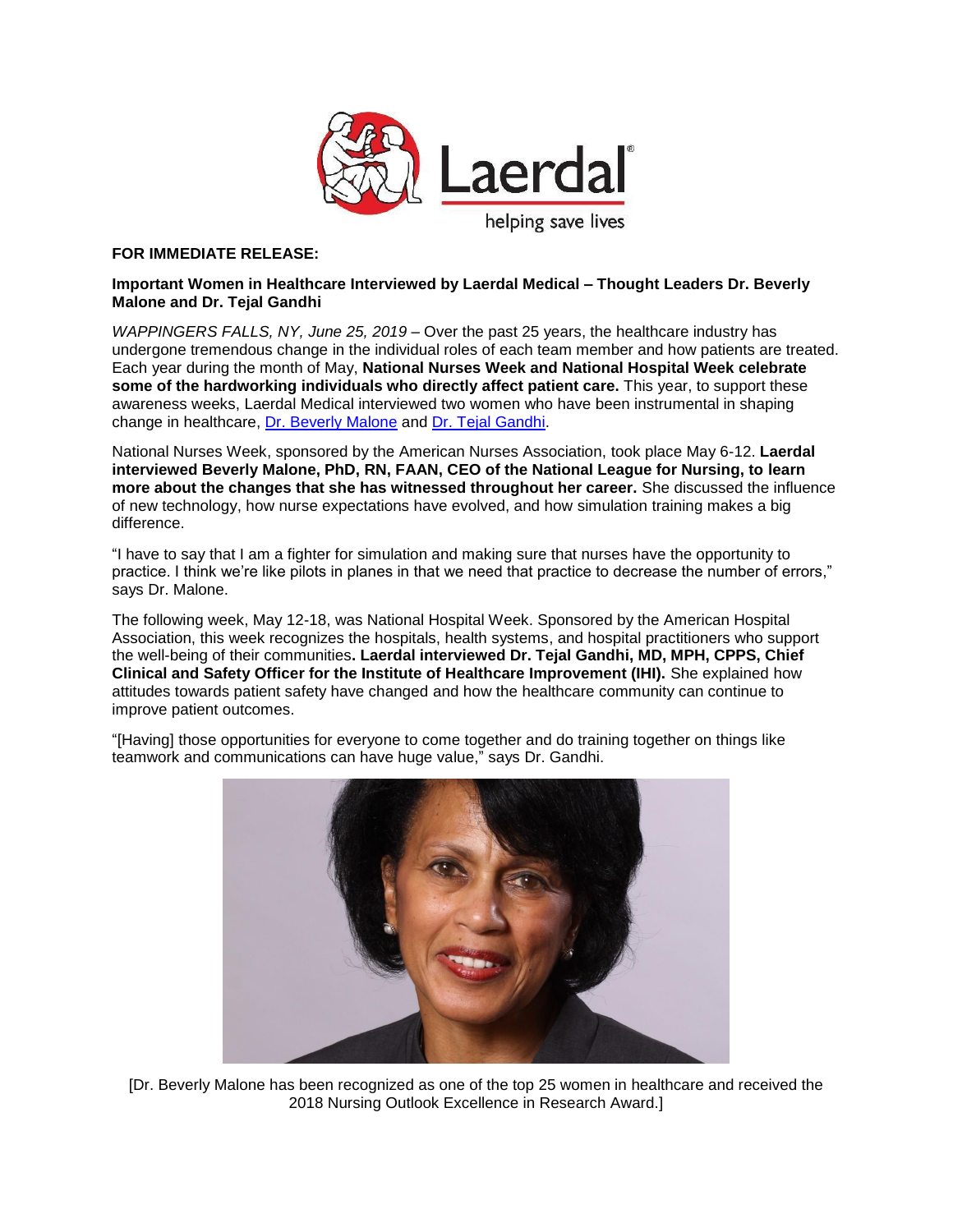**FOR IMMEDIATE RELEASE:**

**Important Women in Healthcare Interviewed by Laerdal Medical – Thought Leaders Dr. Beverly Malone and Dr. Tejal Gandhi**

*WAPPINGERS FALLS, NY, June 25, 2019* – Over the past 25 years, the healthcare industry has undergone tremendous change in the individual roles of each team member and how patients are treated. Each year during the month of May, **National Nurses Week and National Hospital Week celebrate some of the hardworking individuals who directly affect patient care.** This year, to support these awareness weeks, Laerdal Medical interviewed two women who have been instrumental in shaping change in healthcare, Dr. Beverly Malone and Dr. Tejal Gandhi.

National Nurses Week, sponsored by the American Nurses Association, took place May 6-12. **Laerdal interviewed Beverly Malone, PhD, RN, FAAN, CEO of the National League for Nursing, to learn more about the changes that she has witnessed throughout her career.** She discussed the influence of new technology, how nurse expectations have evolved, and how simulation training makes a big difference.

"I have to say that I am a fighter for simulation and making sure that nurses have the opportunity to practice. I think we're like pilots in planes in that we need that practice to decrease the number of errors," says Dr. Malone.

The following week, May 12-18, was National Hospital Week. Sponsored by the American Hospital Association, this week recognizes the hospitals, health systems, and hospital practitioners who support the well-being of their communities**. Laerdal interviewed Dr. Tejal Gandhi, MD, MPH, CPPS, Chief Clinical and Safety Officer for the Institute of Healthcare Improvement (IHI).** She explained how attitudes towards patient safety have changed and how the healthcare community can continue to improve patient outcomes.

"[Having] those opportunities for everyone to come together and do training together on things like teamwork and communications can have huge value," says Dr. Gandhi.

[Dr. Beverly Malone has been recognized as one of the top 25 women in healthcare and received the 2018 Nursing Outlook Excellence in Research Award.]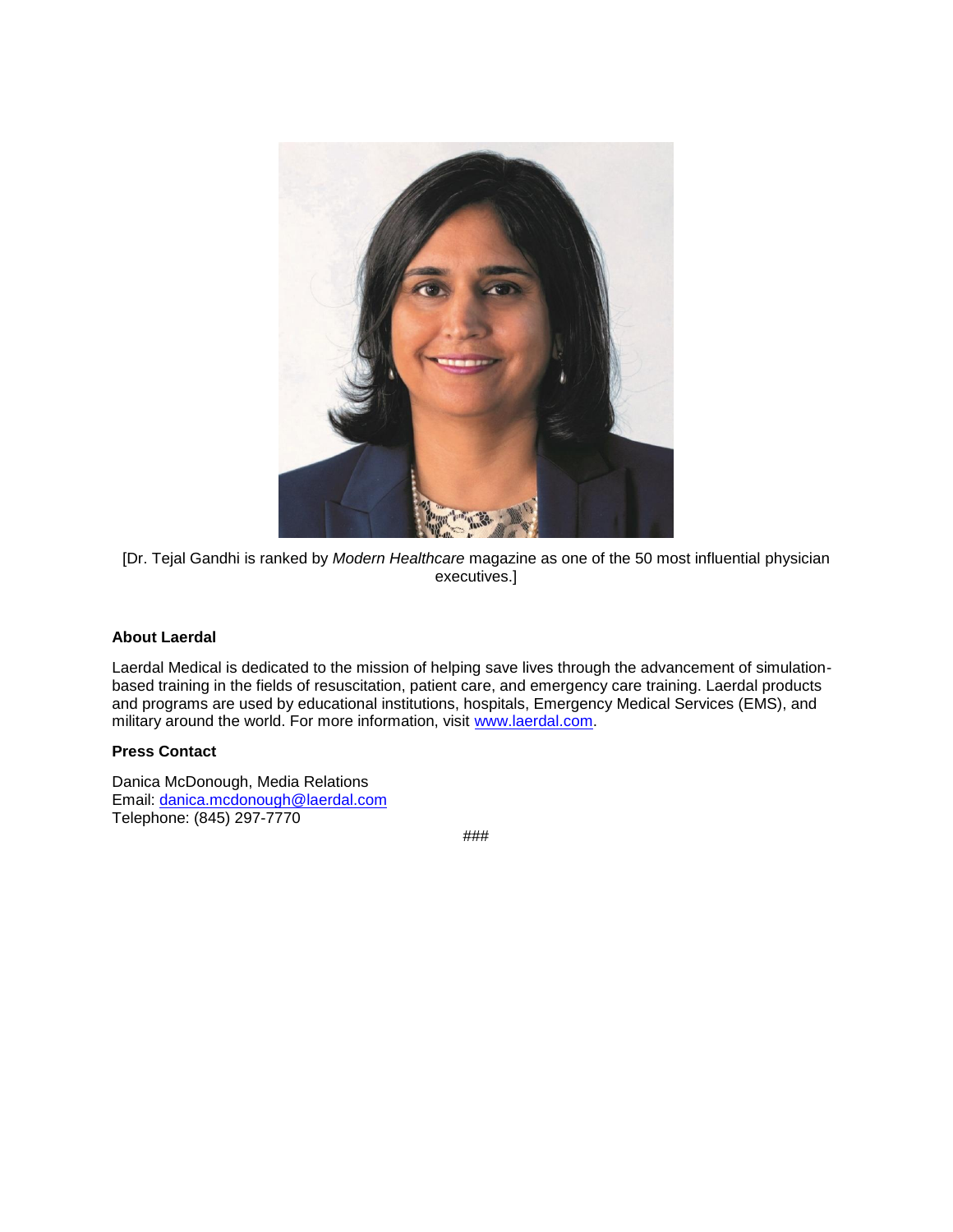[Dr. Tejal Gandhi is ranked by *Modern Healthcare* magazine as one of the 50 most influential physician executives.]

**About Laerdal**

Laerdal Medical is dedicated to the mission of helping save lives through the advancement of simulation-based training in the fields of resuscitation, patient care, and emergency care training. Laerdal products and programs are used by educational institutions, hospitals, Emergency Medical Services (EMS), and military around the world. For more information, visit [www.laerdal.com](http://www.laerdal.com).

**Press Contact**

Danica McDonough, Media Relations
Email: [danica.mcdonough@laerdal.com](mailto:danica.mcdonough@laerdal.com)
Telephone: (845) 297-7770

###